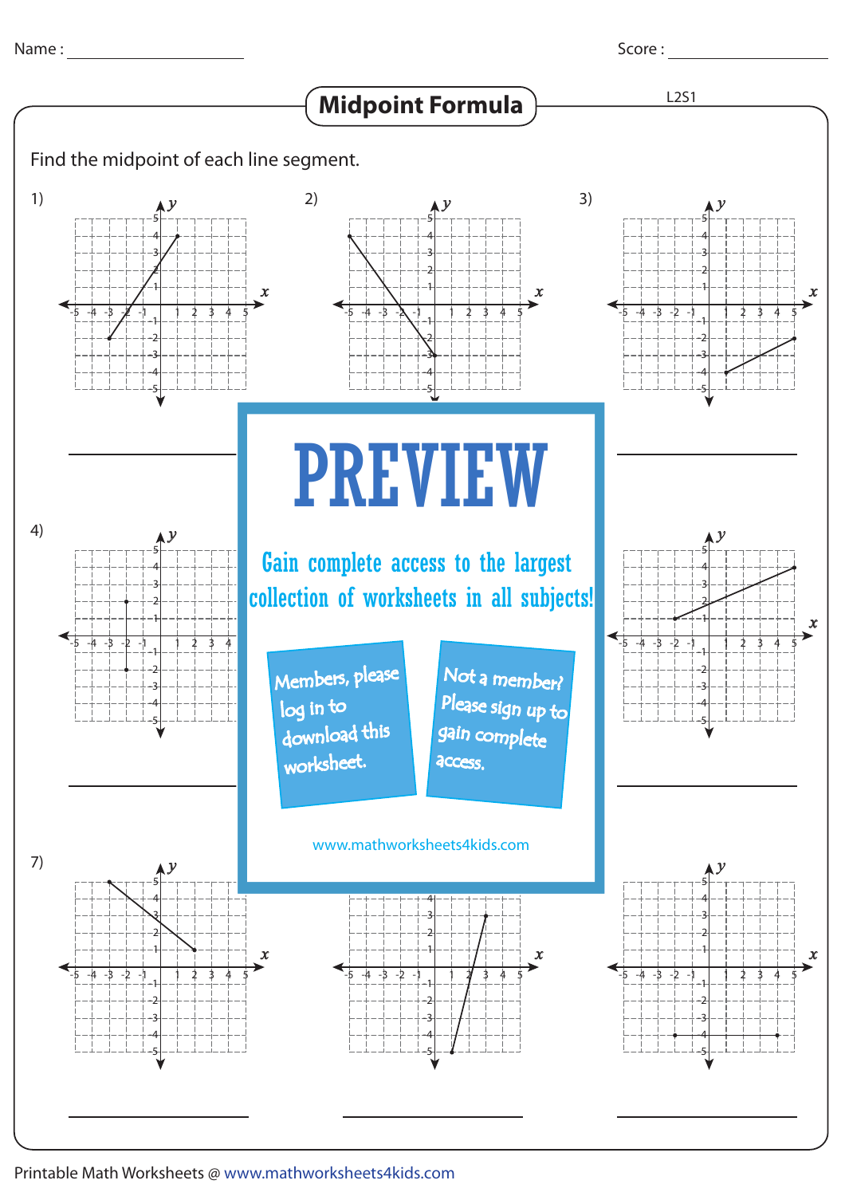Name : ____________________ Score : ____________________

# Midpoint Formula

L2S1

Find the midpoint of each line segment.

1) ____________________

2) ____________________

3) ____________________

4) ____________________

5) ____________________

6) ____________________

7) ____________________

8) ____________________

9) ____________________

PREVIEW

Gain complete access to the largest collection of worksheets in all subjects!

Members, please log in to download this worksheet.

Not a member? Please sign up to gain complete access.

www.mathworksheets4kids.com

Printable Math Worksheets @ www.mathworksheets4kids.com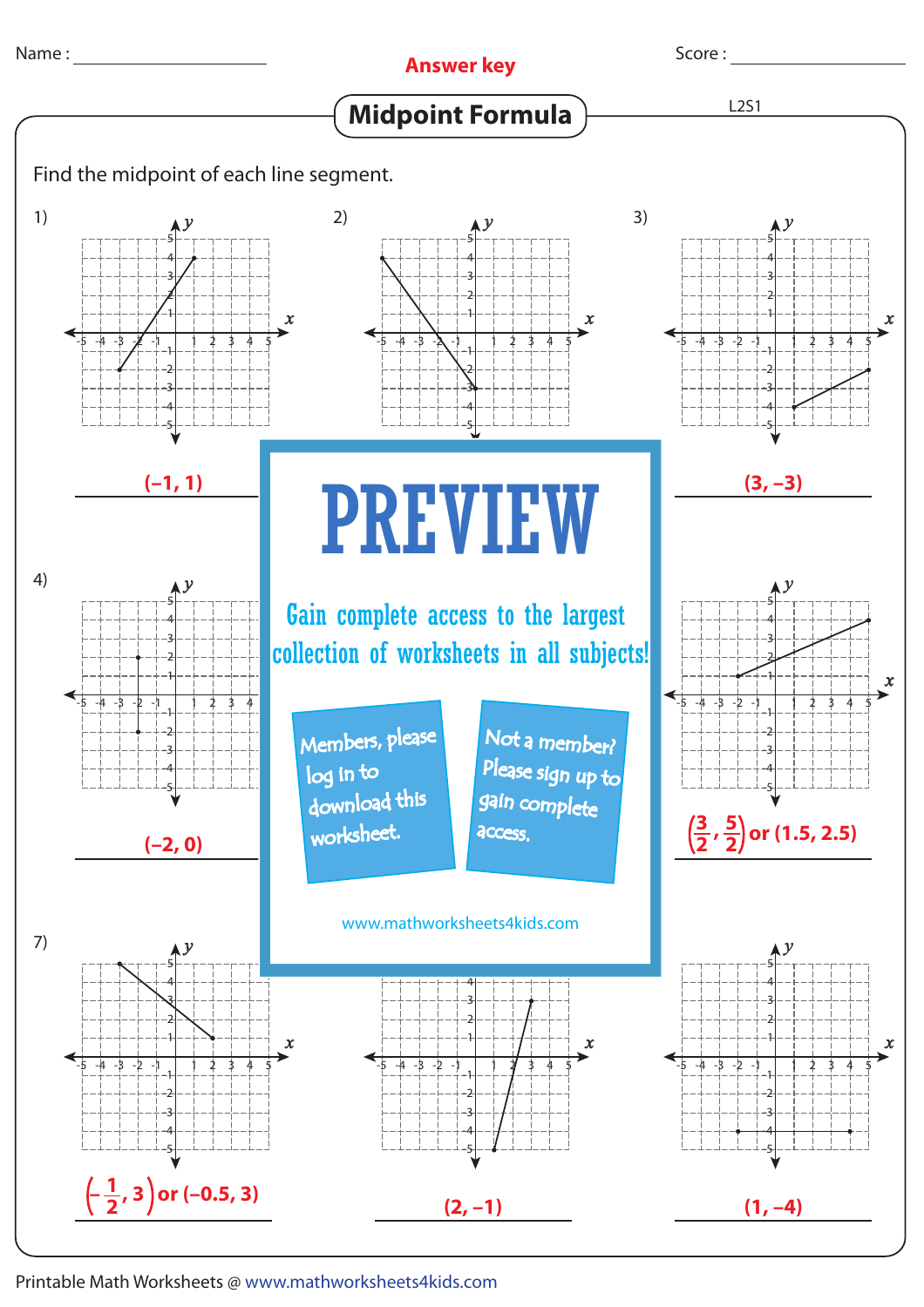Name : ____________________ **Answer key** Score : ____________________

# Midpoint Formula

L2S1

Find the midpoint of each line segment.

1)

y
x

**(–1, 1)**

2)

y
x

3)

y
x

**(3, –3)**

4)

y
x

**(–2, 0)**

6)

y
x

**$\left(\frac{3}{2}, \frac{5}{2}\right)$ or (1.5, 2.5)**

7)

y
x

**$\left(-\frac{1}{2}, 3\right)$ or (–0.5, 3)**

8)

x

**(2, –1)**

9)

y
x

**(1, –4)**

PREVIEW

Gain complete access to the largest collection of worksheets in all subjects!

Members, please log in to download this worksheet.

Not a member? Please sign up to gain complete access.

www.mathworksheets4kids.com

Printable Math Worksheets @ www.mathworksheets4kids.com